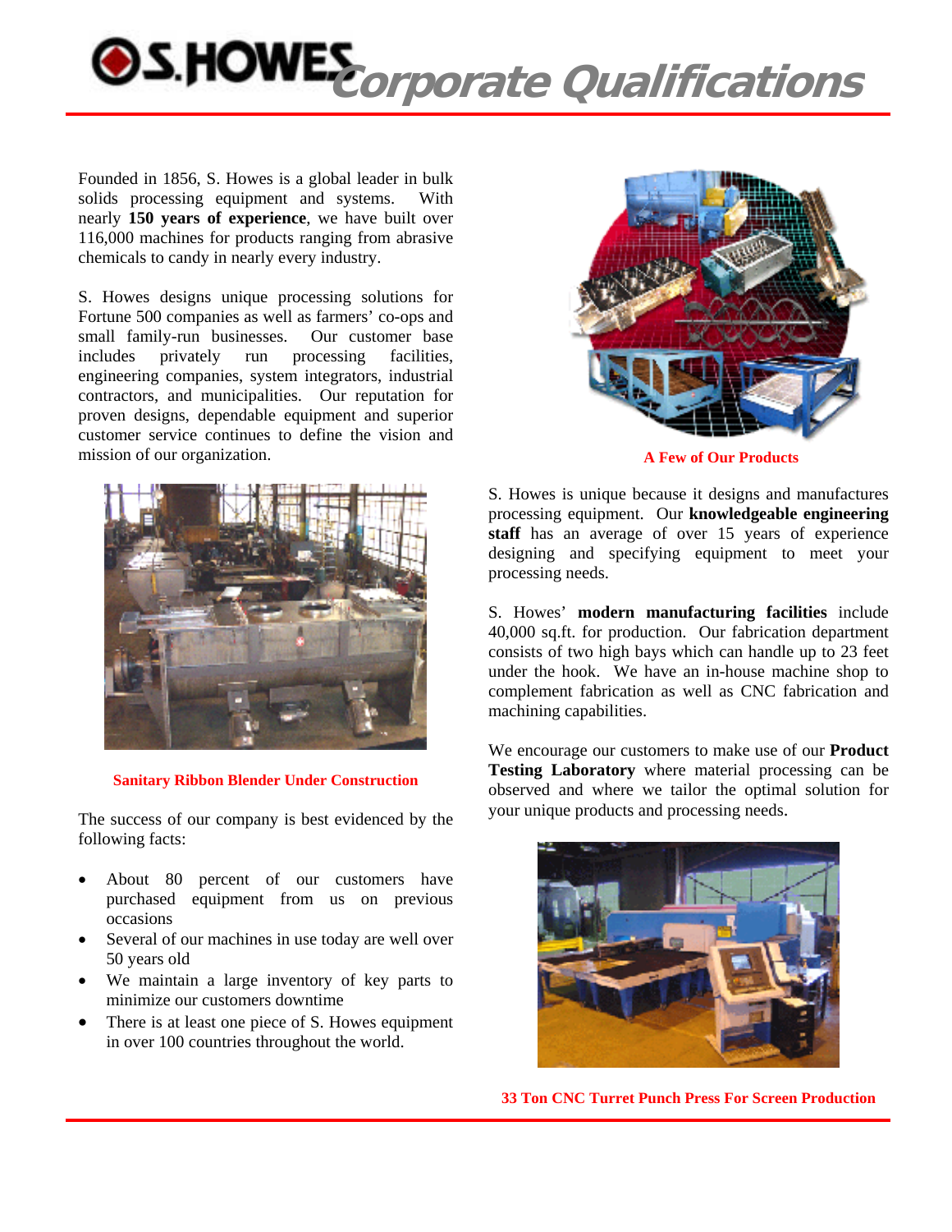# S.HOWES Corporate Qualifications

Founded in 1856, S. Howes is a global leader in bulk solids processing equipment and systems. With nearly **150 years of experience**, we have built over 116,000 machines for products ranging from abrasive chemicals to candy in nearly every industry.

S. Howes designs unique processing solutions for Fortune 500 companies as well as farmers' co-ops and small family-run businesses. Our customer base includes privately run processing facilities, engineering companies, system integrators, industrial contractors, and municipalities. Our reputation for proven designs, dependable equipment and superior customer service continues to define the vision and mission of our organization.

**Sanitary Ribbon Blender Under Construction**

The success of our company is best evidenced by the following facts:

- About 80 percent of our customers have purchased equipment from us on previous occasions
- Several of our machines in use today are well over 50 years old
- We maintain a large inventory of key parts to minimize our customers downtime
- There is at least one piece of S. Howes equipment in over 100 countries throughout the world.

**A Few of Our Products**

S. Howes is unique because it designs and manufactures processing equipment. Our **knowledgeable engineering staff** has an average of over 15 years of experience designing and specifying equipment to meet your processing needs.

S. Howes' **modern manufacturing facilities** include 40,000 sq.ft. for production. Our fabrication department consists of two high bays which can handle up to 23 feet under the hook. We have an in-house machine shop to complement fabrication as well as CNC fabrication and machining capabilities.

We encourage our customers to make use of our **Product Testing Laboratory** where material processing can be observed and where we tailor the optimal solution for your unique products and processing needs.

**33 Ton CNC Turret Punch Press For Screen Production**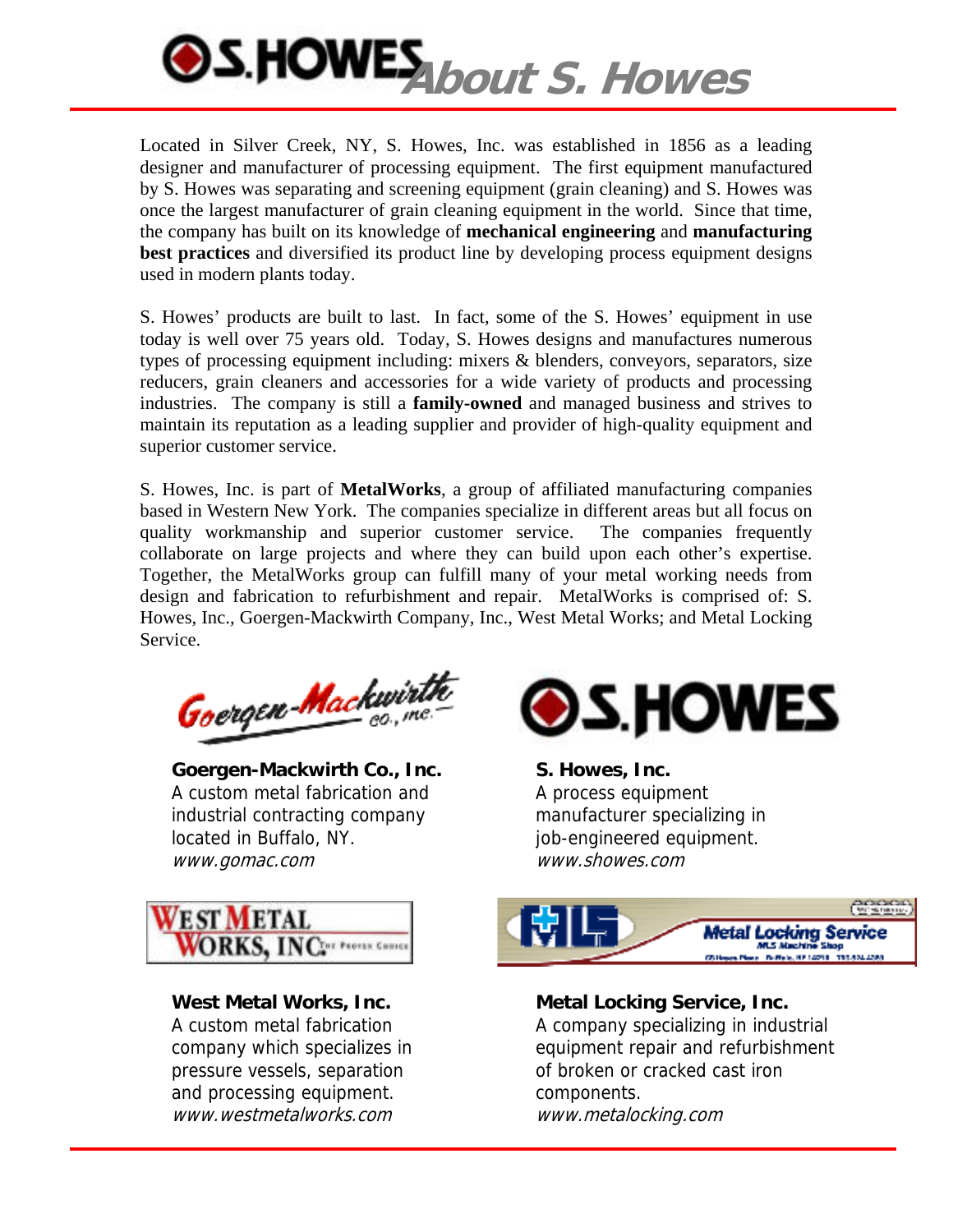# About S. Howes

Located in Silver Creek, NY, S. Howes, Inc. was established in 1856 as a leading designer and manufacturer of processing equipment. The first equipment manufactured by S. Howes was separating and screening equipment (grain cleaning) and S. Howes was once the largest manufacturer of grain cleaning equipment in the world. Since that time, the company has built on its knowledge of **mechanical engineering** and **manufacturing best practices** and diversified its product line by developing process equipment designs used in modern plants today.

S. Howes' products are built to last. In fact, some of the S. Howes' equipment in use today is well over 75 years old. Today, S. Howes designs and manufactures numerous types of processing equipment including: mixers & blenders, conveyors, separators, size reducers, grain cleaners and accessories for a wide variety of products and processing industries. The company is still a **family-owned** and managed business and strives to maintain its reputation as a leading supplier and provider of high-quality equipment and superior customer service.

S. Howes, Inc. is part of **MetalWorks**, a group of affiliated manufacturing companies based in Western New York. The companies specialize in different areas but all focus on quality workmanship and superior customer service. The companies frequently collaborate on large projects and where they can build upon each other's expertise. Together, the MetalWorks group can fulfill many of your metal working needs from design and fabrication to refurbishment and repair. MetalWorks is comprised of: S. Howes, Inc., Goergen-Mackwirth Company, Inc., West Metal Works; and Metal Locking Service.

**Goergen-Mackwirth Co., Inc.**
A custom metal fabrication and industrial contracting company located in Buffalo, NY.
*www.gomac.com*

**S. Howes, Inc.**
A process equipment manufacturer specializing in job-engineered equipment.
*www.showes.com*

**West Metal Works, Inc.**
A custom metal fabrication company which specializes in pressure vessels, separation and processing equipment.
*www.westmetalworks.com*

**Metal Locking Service, Inc.**
A company specializing in industrial equipment repair and refurbishment of broken or cracked cast iron components.
*www.metalocking.com*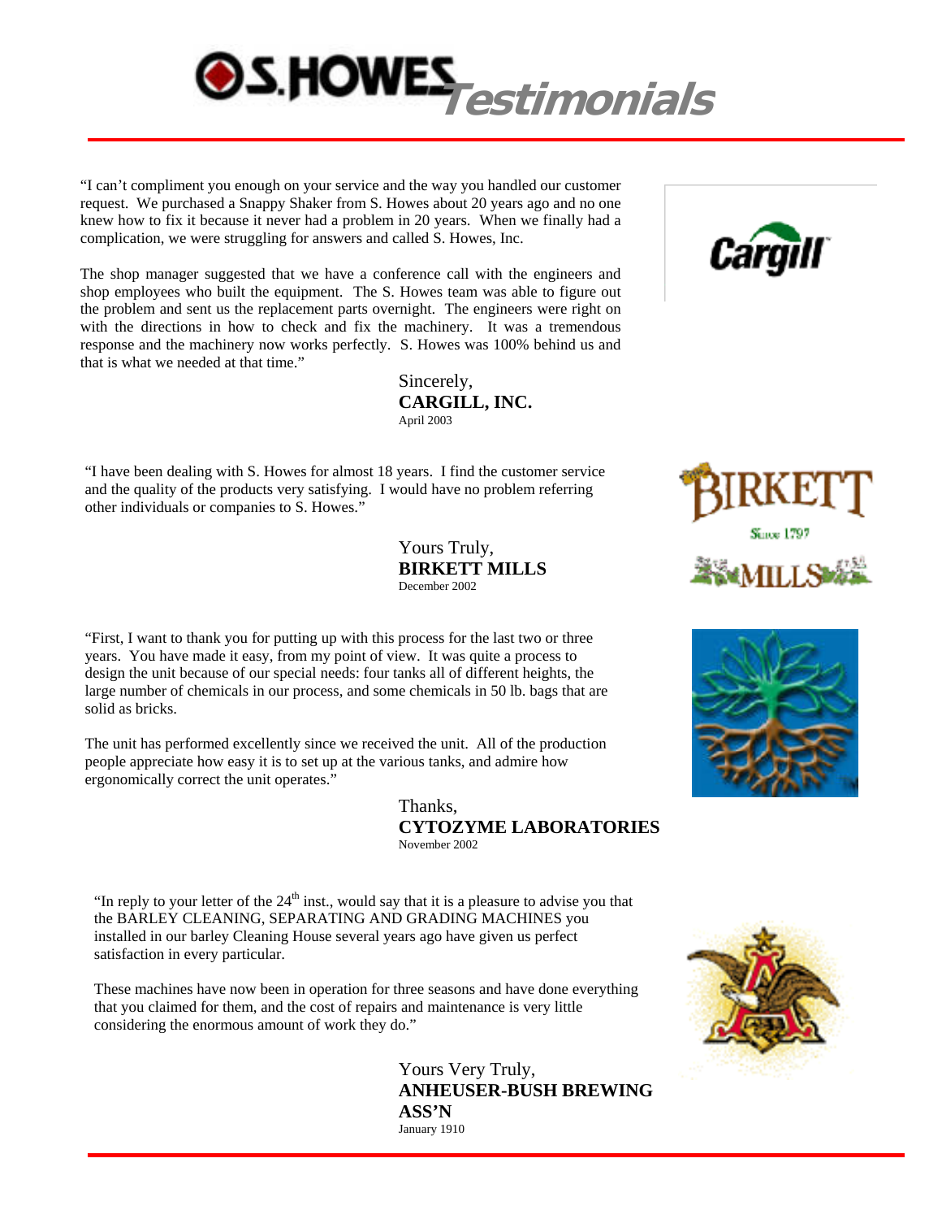# S.HOWES *Testimonials*

"I can't compliment you enough on your service and the way you handled our customer request. We purchased a Snappy Shaker from S. Howes about 20 years ago and no one knew how to fix it because it never had a problem in 20 years. When we finally had a complication, we were struggling for answers and called S. Howes, Inc.

The shop manager suggested that we have a conference call with the engineers and shop employees who built the equipment. The S. Howes team was able to figure out the problem and sent us the replacement parts overnight. The engineers were right on with the directions in how to check and fix the machinery. It was a tremendous response and the machinery now works perfectly. S. Howes was 100% behind us and that is what we needed at that time."

Sincerely,
**CARGILL, INC.**
April 2003

"I have been dealing with S. Howes for almost 18 years. I find the customer service and the quality of the products very satisfying. I would have no problem referring other individuals or companies to S. Howes."

Yours Truly,
**BIRKETT MILLS**
December 2002

"First, I want to thank you for putting up with this process for the last two or three years. You have made it easy, from my point of view. It was quite a process to design the unit because of our special needs: four tanks all of different heights, the large number of chemicals in our process, and some chemicals in 50 lb. bags that are solid as bricks.

The unit has performed excellently since we received the unit. All of the production people appreciate how easy it is to set up at the various tanks, and admire how ergonomically correct the unit operates."

Thanks,
**CYTOZYME LABORATORIES**
November 2002

"In reply to your letter of the 24th inst., would say that it is a pleasure to advise you that the BARLEY CLEANING, SEPARATING AND GRADING MACHINES you installed in our barley Cleaning House several years ago have given us perfect satisfaction in every particular.

These machines have now been in operation for three seasons and have done everything that you claimed for them, and the cost of repairs and maintenance is very little considering the enormous amount of work they do."

Yours Very Truly,
**ANHEUSER-BUSH BREWING ASS'N**
January 1910